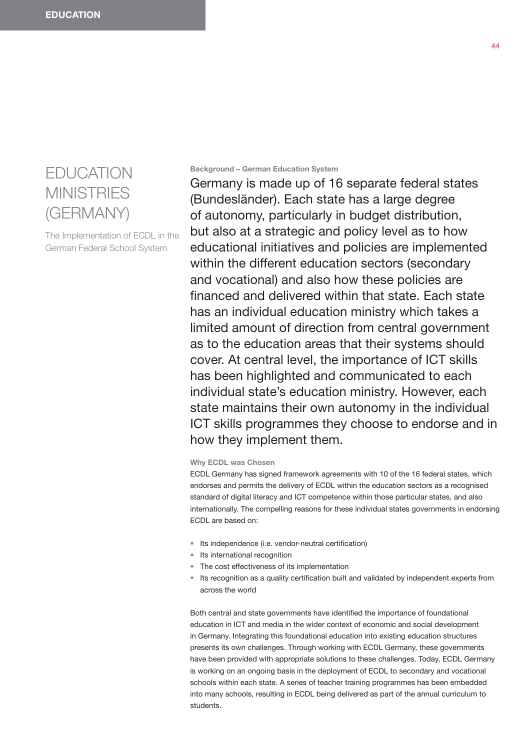# EDUCATION MINISTRIES (GERMANY)

The Implementation of ECDL in the German Federal School System

### Background – German Education System

Germany is made up of 16 separate federal states (Bundesländer). Each state has a large degree of autonomy, particularly in budget distribution, but also at a strategic and policy level as to how educational initiatives and policies are implemented within the different education sectors (secondary and vocational) and also how these policies are financed and delivered within that state. Each state has an individual education ministry which takes a limited amount of direction from central government as to the education areas that their systems should cover. At central level, the importance of ICT skills has been highlighted and communicated to each individual state's education ministry. However, each state maintains their own autonomy in the individual ICT skills programmes they choose to endorse and in how they implement them.

### Why ECDL was Chosen

ECDL Germany has signed framework agreements with 10 of the 16 federal states, which endorses and permits the delivery of ECDL within the education sectors as a recognised standard of digital literacy and ICT competence within those particular states, and also internationally. The compelling reasons for these individual states governments in endorsing ECDL are based on:

- Its independence (i.e. vendor-neutral certification)
- Its international recognition
- The cost effectiveness of its implementation
- Its recognition as a quality certification built and validated by independent experts from across the world

Both central and state governments have identified the importance of foundational education in ICT and media in the wider context of economic and social development in Germany. Integrating this foundational education into existing education structures presents its own challenges. Through working with ECDL Germany, these governments have been provided with appropriate solutions to these challenges. Today, ECDL Germany is working on an ongoing basis in the deployment of ECDL to secondary and vocational schools within each state. A series of teacher training programmes has been embedded into many schools, resulting in ECDL being delivered as part of the annual curriculum to students.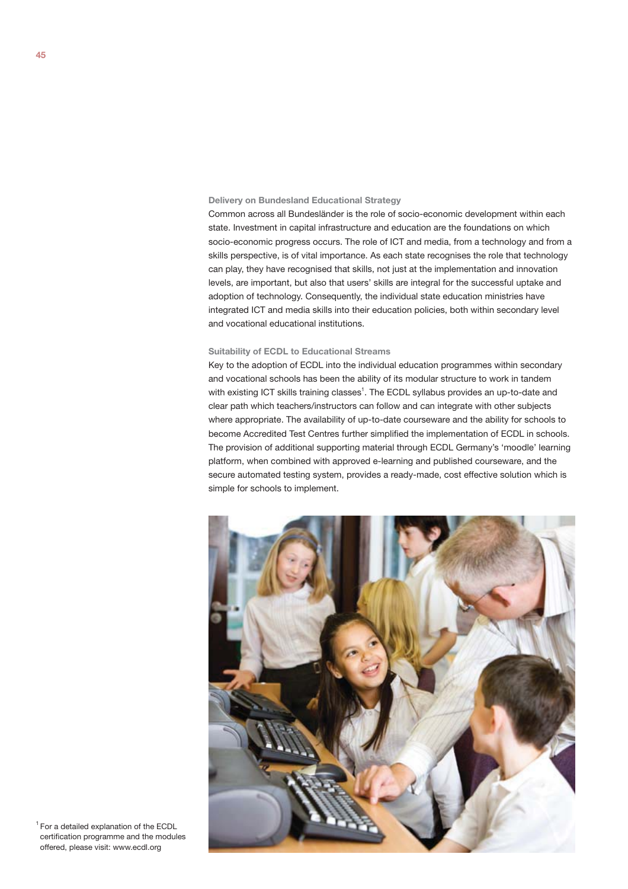### Delivery on Bundesland Educational Strategy

Common across all Bundesländer is the role of socio-economic development within each state. Investment in capital infrastructure and education are the foundations on which socio-economic progress occurs. The role of ICT and media, from a technology and from a skills perspective, is of vital importance. As each state recognises the role that technology can play, they have recognised that skills, not just at the implementation and innovation levels, are important, but also that users' skills are integral for the successful uptake and adoption of technology. Consequently, the individual state education ministries have integrated ICT and media skills into their education policies, both within secondary level and vocational educational institutions.

### Suitability of ECDL to Educational Streams

Key to the adoption of ECDL into the individual education programmes within secondary and vocational schools has been the ability of its modular structure to work in tandem with existing ICT skills training classes[1]. The ECDL syllabus provides an up-to-date and clear path which teachers/instructors can follow and can integrate with other subjects where appropriate. The availability of up-to-date courseware and the ability for schools to become Accredited Test Centres further simplified the implementation of ECDL in schools. The provision of additional supporting material through ECDL Germany's 'moodle' learning platform, when combined with approved e-learning and published courseware, and the secure automated testing system, provides a ready-made, cost effective solution which is simple for schools to implement.

[1] For a detailed explanation of the ECDL certification programme and the modules offered, please visit: www.ecdl.org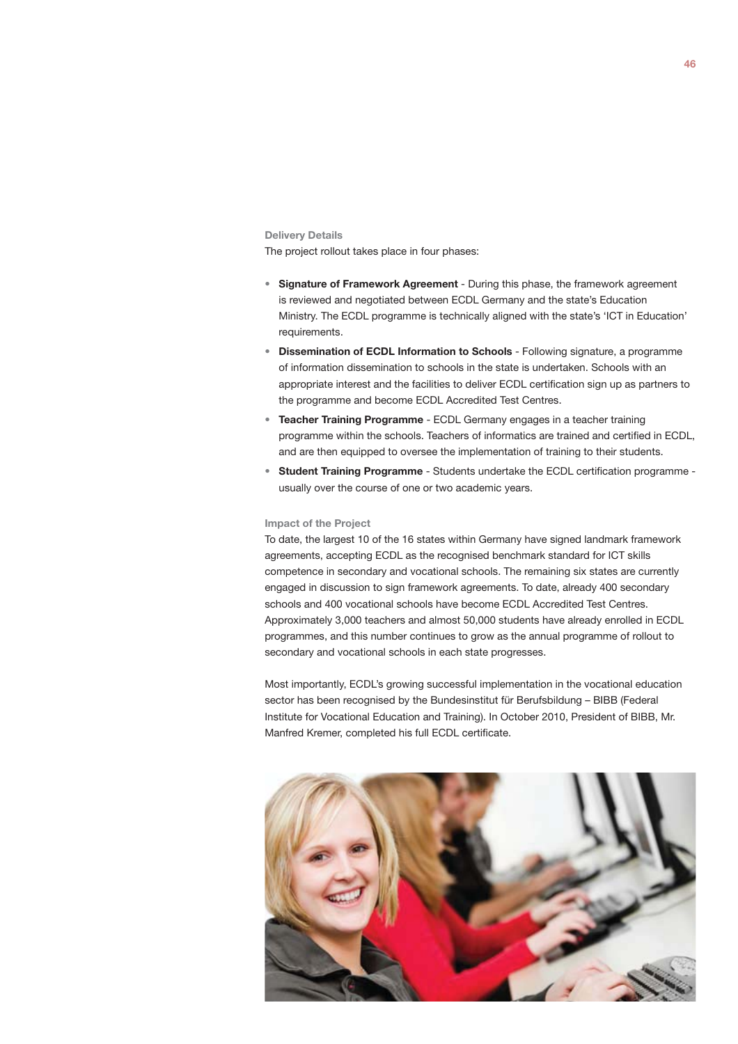### Delivery Details

The project rollout takes place in four phases:

- **Signature of Framework Agreement** - During this phase, the framework agreement is reviewed and negotiated between ECDL Germany and the state's Education Ministry. The ECDL programme is technically aligned with the state's 'ICT in Education' requirements.
- **Dissemination of ECDL Information to Schools** - Following signature, a programme of information dissemination to schools in the state is undertaken. Schools with an appropriate interest and the facilities to deliver ECDL certification sign up as partners to the programme and become ECDL Accredited Test Centres.
- **Teacher Training Programme** - ECDL Germany engages in a teacher training programme within the schools. Teachers of informatics are trained and certified in ECDL, and are then equipped to oversee the implementation of training to their students.
- **Student Training Programme** - Students undertake the ECDL certification programme - usually over the course of one or two academic years.

### Impact of the Project

To date, the largest 10 of the 16 states within Germany have signed landmark framework agreements, accepting ECDL as the recognised benchmark standard for ICT skills competence in secondary and vocational schools. The remaining six states are currently engaged in discussion to sign framework agreements. To date, already 400 secondary schools and 400 vocational schools have become ECDL Accredited Test Centres. Approximately 3,000 teachers and almost 50,000 students have already enrolled in ECDL programmes, and this number continues to grow as the annual programme of rollout to secondary and vocational schools in each state progresses.

Most importantly, ECDL's growing successful implementation in the vocational education sector has been recognised by the Bundesinstitut für Berufsbildung – BIBB (Federal Institute for Vocational Education and Training). In October 2010, President of BIBB, Mr. Manfred Kremer, completed his full ECDL certificate.